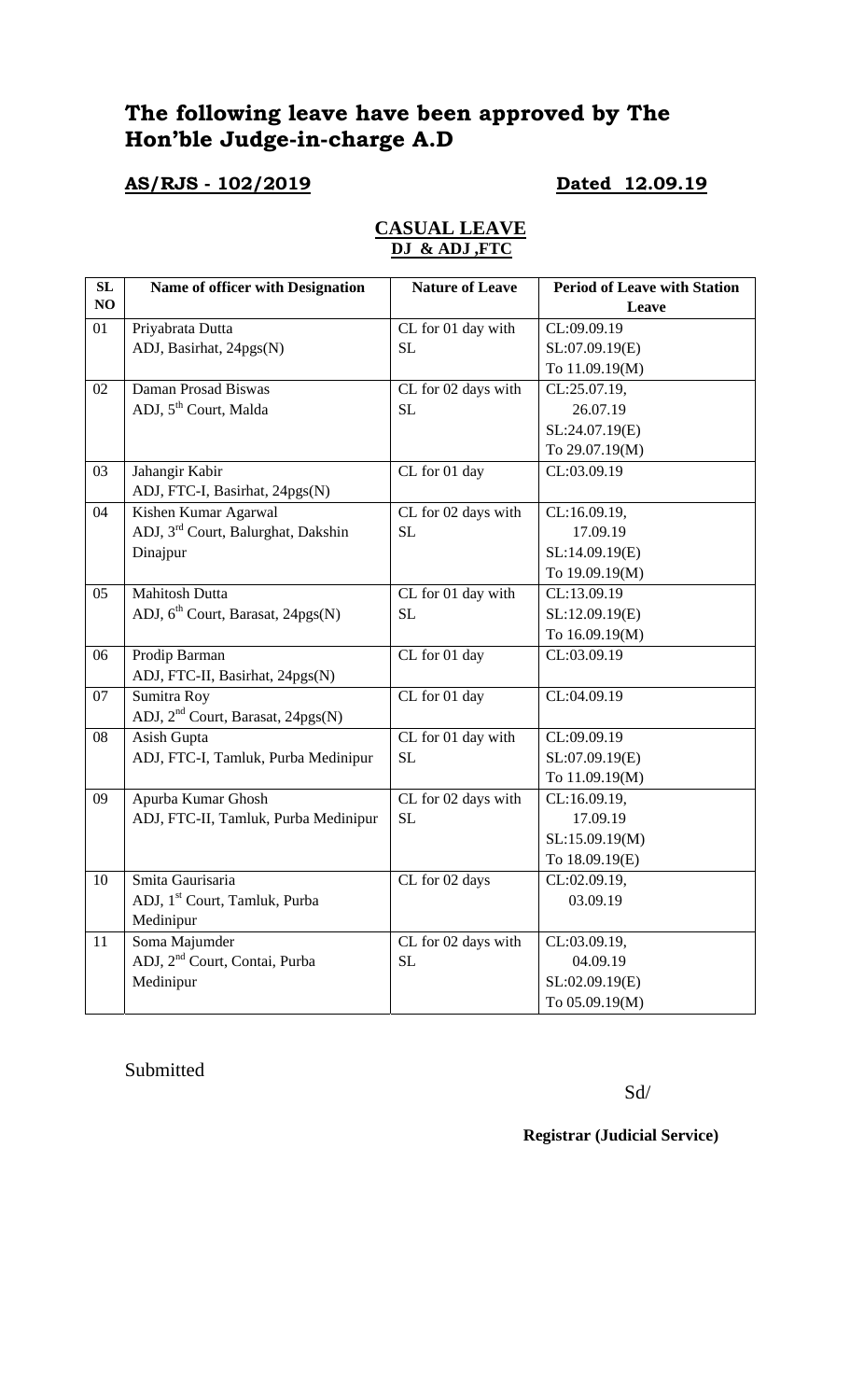# The following leave have been approved by The Hon'ble Judge-in-charge A.D

**AS/RJS - 102/2019** **Dated 12.09.19**

## CASUAL LEAVE
### DJ & ADJ ,FTC

| SL NO | Name of officer with Designation | Nature of Leave | Period of Leave with Station Leave |
|---|---|---|---|
| 01 | Priyabrata Dutta<br>ADJ, Basirhat, 24pgs(N) | CL for 01 day with SL | CL:09.09.19<br>SL:07.09.19(E)<br>To 11.09.19(M) |
| 02 | Daman Prosad Biswas<br>ADJ, 5th Court, Malda | CL for 02 days with SL | CL:25.07.19, 26.07.19<br>SL:24.07.19(E)<br>To 29.07.19(M) |
| 03 | Jahangir Kabir<br>ADJ, FTC-I, Basirhat, 24pgs(N) | CL for 01 day | CL:03.09.19 |
| 04 | Kishen Kumar Agarwal<br>ADJ, 3rd Court, Balurghat, Dakshin Dinajpur | CL for 02 days with SL | CL:16.09.19, 17.09.19<br>SL:14.09.19(E)<br>To 19.09.19(M) |
| 05 | Mahitosh Dutta<br>ADJ, 6th Court, Barasat, 24pgs(N) | CL for 01 day with SL | CL:13.09.19<br>SL:12.09.19(E)<br>To 16.09.19(M) |
| 06 | Prodip Barman<br>ADJ, FTC-II, Basirhat, 24pgs(N) | CL for 01 day | CL:03.09.19 |
| 07 | Sumitra Roy<br>ADJ, 2nd Court, Barasat, 24pgs(N) | CL for 01 day | CL:04.09.19 |
| 08 | Asish Gupta<br>ADJ, FTC-I, Tamluk, Purba Medinipur | CL for 01 day with SL | CL:09.09.19<br>SL:07.09.19(E)<br>To 11.09.19(M) |
| 09 | Apurba Kumar Ghosh<br>ADJ, FTC-II, Tamluk, Purba Medinipur | CL for 02 days with SL | CL:16.09.19, 17.09.19<br>SL:15.09.19(M)<br>To 18.09.19(E) |
| 10 | Smita Gaurisaria<br>ADJ, 1st Court, Tamluk, Purba Medinipur | CL for 02 days | CL:02.09.19, 03.09.19 |
| 11 | Soma Majumder<br>ADJ, 2nd Court, Contai, Purba Medinipur | CL for 02 days with SL | CL:03.09.19, 04.09.19<br>SL:02.09.19(E)<br>To 05.09.19(M) |

Submitted

Sd/

**Registrar (Judicial Service)**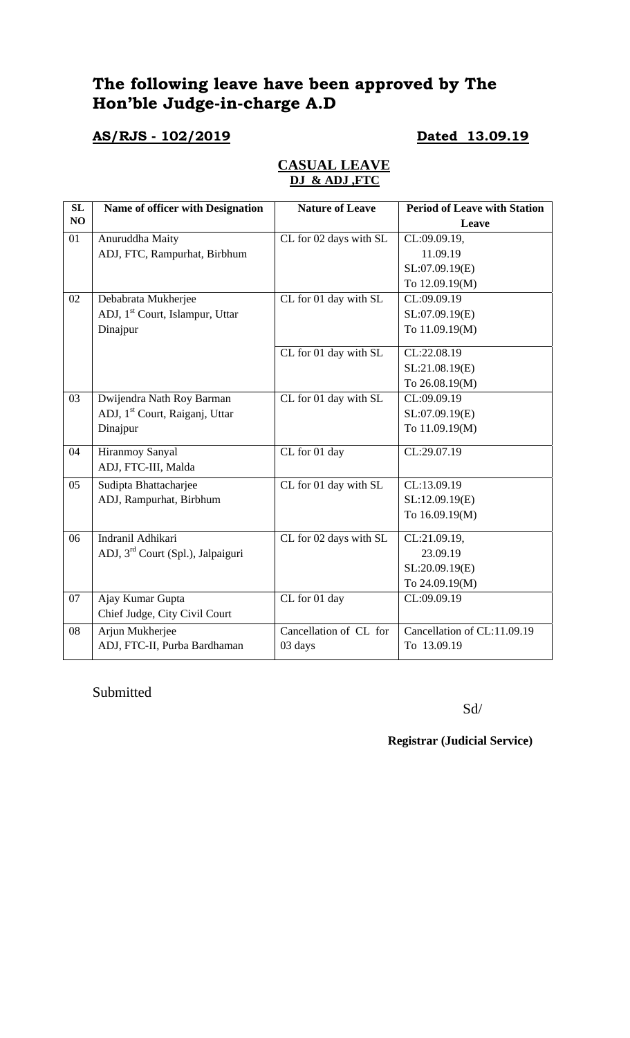# The following leave have been approved by The Hon'ble Judge-in-charge A.D

**AS/RJS - 102/2019** **Dated 13.09.19**

## CASUAL LEAVE
### DJ & ADJ ,FTC

| SL NO | Name of officer with Designation | Nature of Leave | Period of Leave with Station Leave |
|---|---|---|---|
| 01 | Anuruddha Maity<br>ADJ, FTC, Rampurhat, Birbhum | CL for 02 days with SL | CL:09.09.19,<br>11.09.19<br>SL:07.09.19(E)<br>To 12.09.19(M) |
| 02 | Debabrata Mukherjee<br>ADJ, 1st Court, Islampur, Uttar Dinajpur | CL for 01 day with SL | CL:09.09.19<br>SL:07.09.19(E)<br>To 11.09.19(M) |
| | | CL for 01 day with SL | CL:22.08.19<br>SL:21.08.19(E)<br>To 26.08.19(M) |
| 03 | Dwijendra Nath Roy Barman<br>ADJ, 1st Court, Raiganj, Uttar Dinajpur | CL for 01 day with SL | CL:09.09.19<br>SL:07.09.19(E)<br>To 11.09.19(M) |
| 04 | Hiranmoy Sanyal<br>ADJ, FTC-III, Malda | CL for 01 day | CL:29.07.19 |
| 05 | Sudipta Bhattacharjee<br>ADJ, Rampurhat, Birbhum | CL for 01 day with SL | CL:13.09.19<br>SL:12.09.19(E)<br>To 16.09.19(M) |
| 06 | Indranil Adhikari<br>ADJ, 3rd Court (Spl.), Jalpaiguri | CL for 02 days with SL | CL:21.09.19,<br>23.09.19<br>SL:20.09.19(E)<br>To 24.09.19(M) |
| 07 | Ajay Kumar Gupta<br>Chief Judge, City Civil Court | CL for 01 day | CL:09.09.19 |
| 08 | Arjun Mukherjee<br>ADJ, FTC-II, Purba Bardhaman | Cancellation of CL for 03 days | Cancellation of CL:11.09.19 To 13.09.19 |

Submitted

Sd/

**Registrar (Judicial Service)**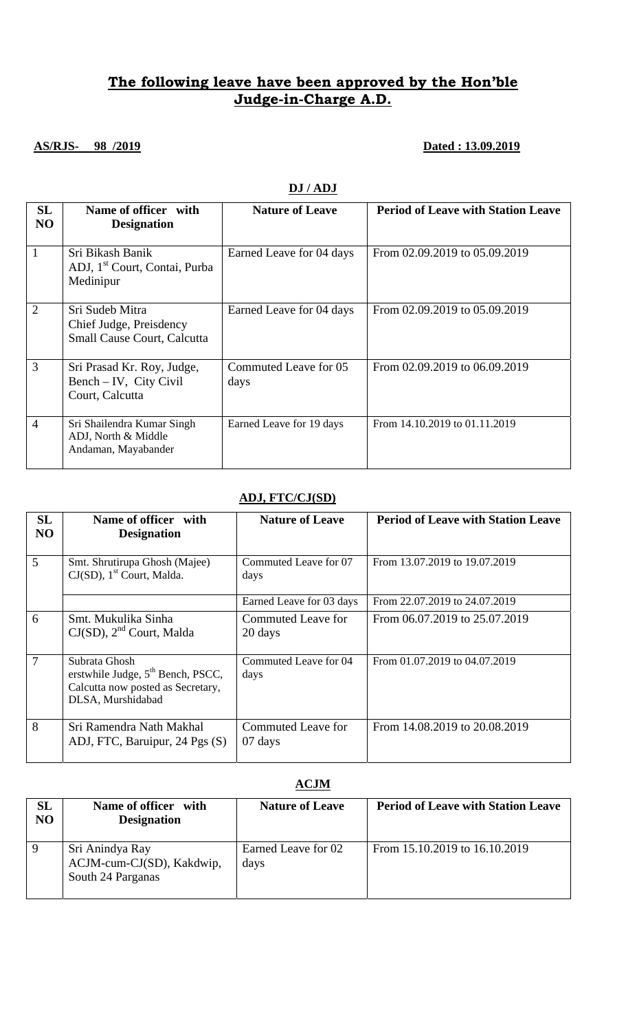## **The following leave have been approved by the Hon'ble Judge-in-Charge A.D.**

**AS/RJS- 98 /2019** **Dated : 13.09.2019**

**DJ / ADJ**

| SL NO | Name of officer with Designation | Nature of Leave | Period of Leave with Station Leave |
|---|---|---|---|
| 1 | Sri Bikash Banik<br>ADJ, 1st Court, Contai, Purba Medinipur | Earned Leave for 04 days | From 02.09.2019 to 05.09.2019 |
| 2 | Sri Sudeb Mitra<br>Chief Judge, Preisdency Small Cause Court, Calcutta | Earned Leave for 04 days | From 02.09.2019 to 05.09.2019 |
| 3 | Sri Prasad Kr. Roy, Judge, Bench – IV, City Civil Court, Calcutta | Commuted Leave for 05 days | From 02.09.2019 to 06.09.2019 |
| 4 | Sri Shailendra Kumar Singh<br>ADJ, North & Middle Andaman, Mayabander | Earned Leave for 19 days | From 14.10.2019 to 01.11.2019 |

**ADJ, FTC/CJ(SD)**

| SL NO | Name of officer with Designation | Nature of Leave | Period of Leave with Station Leave |
|---|---|---|---|
| 5 | Smt. Shrutirupa Ghosh (Majee)<br>CJ(SD), 1st Court, Malda. | Commuted Leave for 07 days | From 13.07.2019 to 19.07.2019 |
| | | Earned Leave for 03 days | From 22.07.2019 to 24.07.2019 |
| 6 | Smt. Mukulika Sinha<br>CJ(SD), 2nd Court, Malda | Commuted Leave for 20 days | From 06.07.2019 to 25.07.2019 |
| 7 | Subrata Ghosh<br>erstwhile Judge, 5th Bench, PSCC, Calcutta now posted as Secretary, DLSA, Murshidabad | Commuted Leave for 04 days | From 01.07.2019 to 04.07.2019 |
| 8 | Sri Ramendra Nath Makhal<br>ADJ, FTC, Baruipur, 24 Pgs (S) | Commuted Leave for 07 days | From 14.08.2019 to 20.08.2019 |

**ACJM**

| SL NO | Name of officer with Designation | Nature of Leave | Period of Leave with Station Leave |
|---|---|---|---|
| 9 | Sri Anindya Ray<br>ACJM-cum-CJ(SD), Kakdwip, South 24 Parganas | Earned Leave for 02 days | From 15.10.2019 to 16.10.2019 |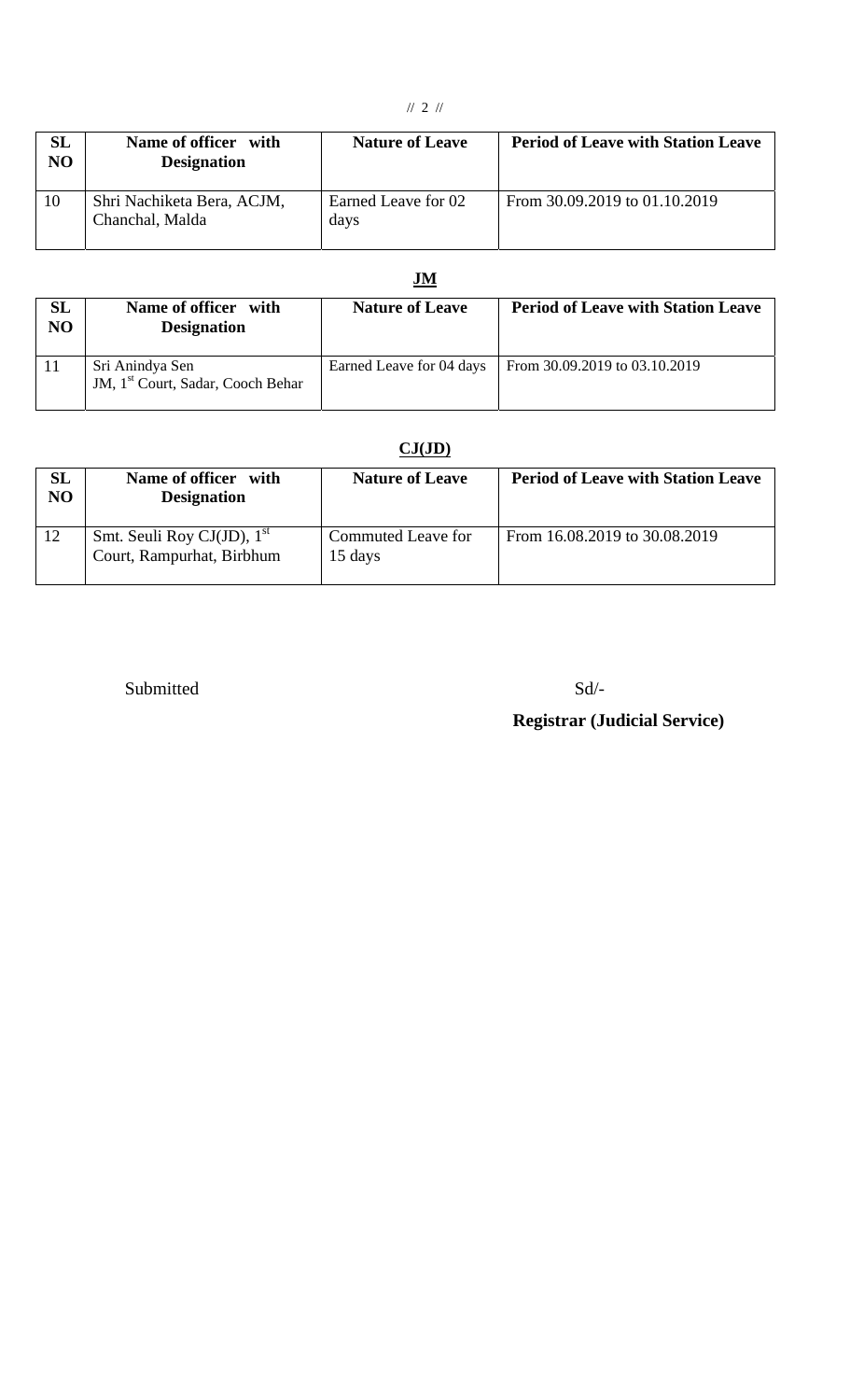| SL NO | Name of officer with Designation | Nature of Leave | Period of Leave with Station Leave |
|---|---|---|---|
| 10 | Shri Nachiketa Bera, ACJM, Chanchal, Malda | Earned Leave for 02 days | From 30.09.2019 to 01.10.2019 |

**JM**

| SL NO | Name of officer with Designation | Nature of Leave | Period of Leave with Station Leave |
|---|---|---|---|
| 11 | Sri Anindya Sen JM, 1st Court, Sadar, Cooch Behar | Earned Leave for 04 days | From 30.09.2019 to 03.10.2019 |

**CJ(JD)**

| SL NO | Name of officer with Designation | Nature of Leave | Period of Leave with Station Leave |
|---|---|---|---|
| 12 | Smt. Seuli Roy CJ(JD), 1st Court, Rampurhat, Birbhum | Commuted Leave for 15 days | From 16.08.2019 to 30.08.2019 |

Submitted

Sd/-

**Registrar (Judicial Service)**